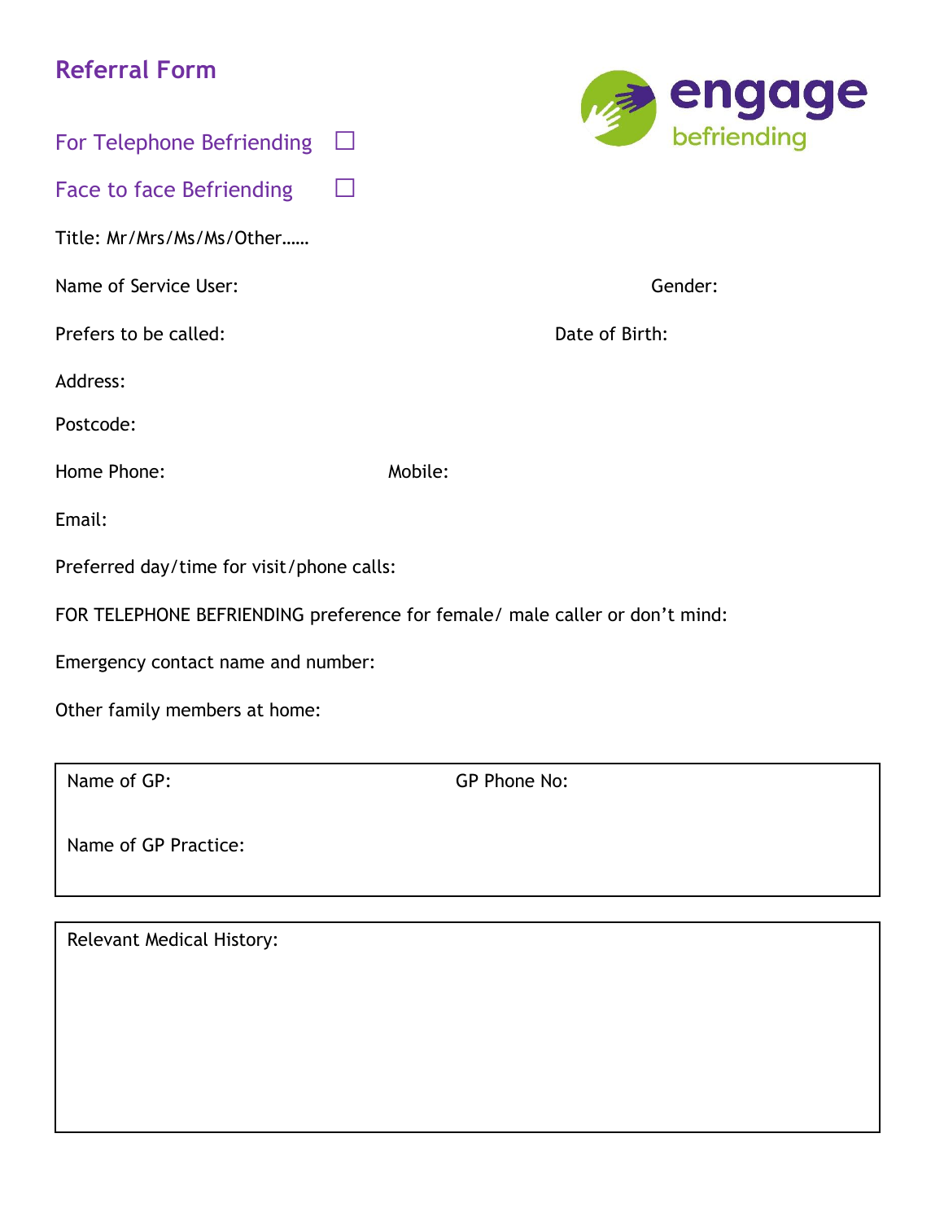# Referral Form

engage befriending

For Telephone Befriending ☐

Face to face Befriending ☐

Title: Mr/Mrs/Ms/Ms/Other……

Name of Service User: Gender:

Prefers to be called: Date of Birth:

Address:

Postcode:

Home Phone: Mobile:

Email:

Preferred day/time for visit/phone calls:

FOR TELEPHONE BEFRIENDING preference for female/ male caller or don't mind:

Emergency contact name and number:

Other family members at home:

| Name of GP: | GP Phone No: |
|---|---|
| Name of GP Practice: | |

| Relevant Medical History: |
|---|
| |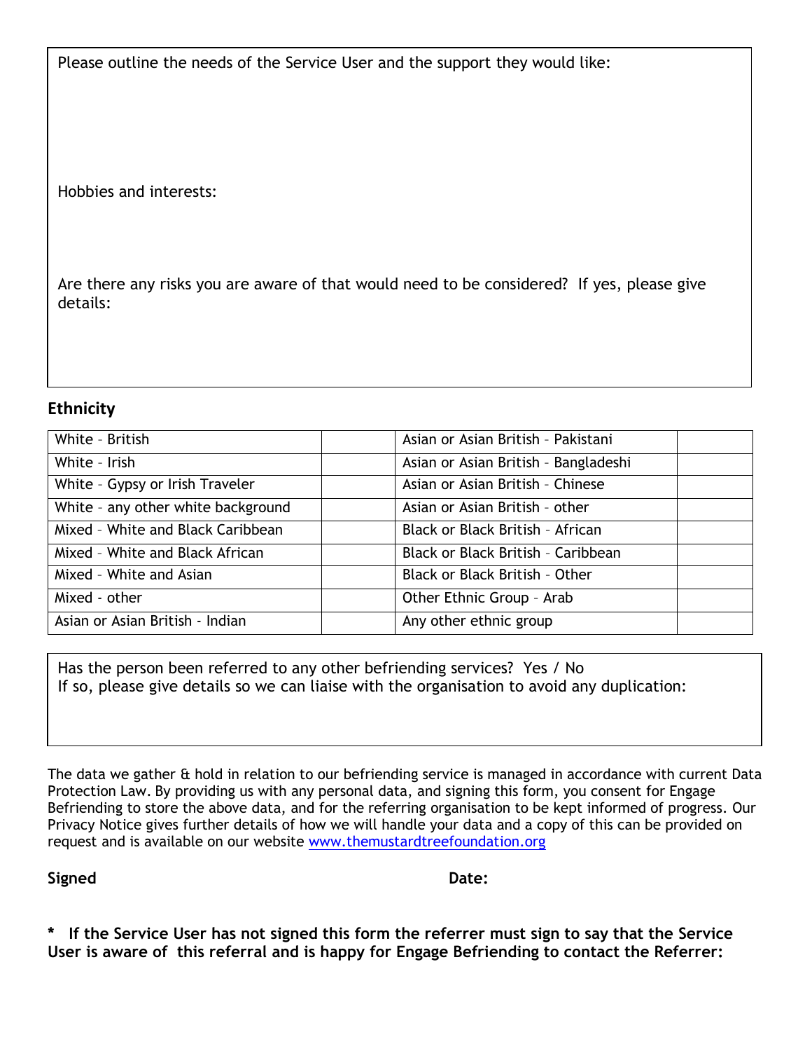Please outline the needs of the Service User and the support they would like:

Hobbies and interests:

Are there any risks you are aware of that would need to be considered? If yes, please give details:

## Ethnicity

| | | | |
|---|---|---|---|
| White – British | | Asian or Asian British – Pakistani | |
| White – Irish | | Asian or Asian British – Bangladeshi | |
| White – Gypsy or Irish Traveler | | Asian or Asian British – Chinese | |
| White – any other white background | | Asian or Asian British – other | |
| Mixed – White and Black Caribbean | | Black or Black British – African | |
| Mixed – White and Black African | | Black or Black British – Caribbean | |
| Mixed – White and Asian | | Black or Black British – Other | |
| Mixed - other | | Other Ethnic Group – Arab | |
| Asian or Asian British - Indian | | Any other ethnic group | |

Has the person been referred to any other befriending services? Yes / No
If so, please give details so we can liaise with the organisation to avoid any duplication:

The data we gather & hold in relation to our befriending service is managed in accordance with current Data Protection Law. By providing us with any personal data, and signing this form, you consent for Engage Befriending to store the above data, and for the referring organisation to be kept informed of progress. Our Privacy Notice gives further details of how we will handle your data and a copy of this can be provided on request and is available on our website www.themustardtreefoundation.org

**Signed** **Date:**

**\* If the Service User has not signed this form the referrer must sign to say that the Service User is aware of this referral and is happy for Engage Befriending to contact the Referrer:**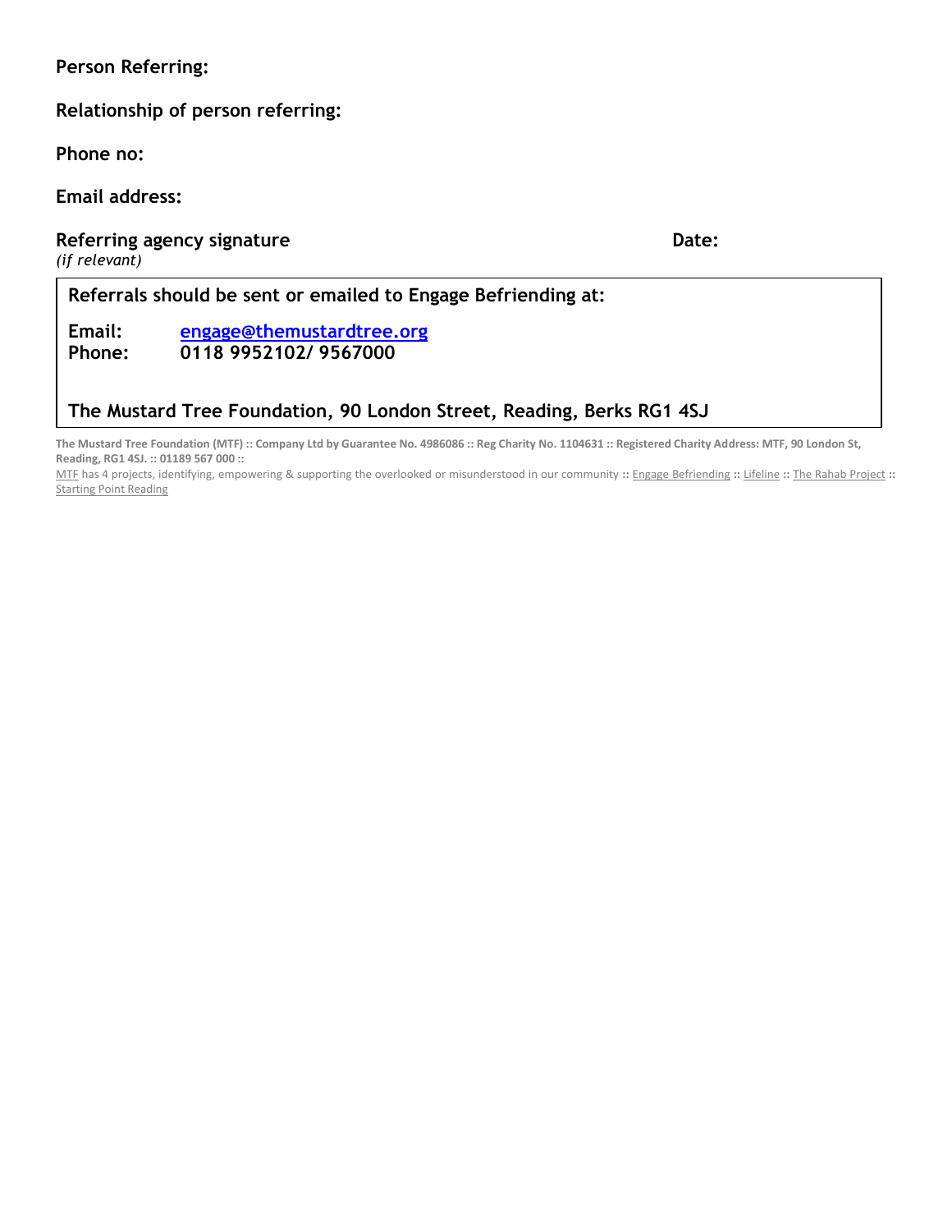**Person Referring:**

**Relationship of person referring:**

**Phone no:**

**Email address:**

**Referring agency signature** **Date:**
*(if relevant)*

**Referrals should be sent or emailed to Engage Befriending at:**

**Email:** **engage@themustardtree.org**
**Phone:** **0118 9952102/ 9567000**

**The Mustard Tree Foundation, 90 London Street, Reading, Berks RG1 4SJ**

**The Mustard Tree Foundation (MTF) :: Company Ltd by Guarantee No. 4986086 :: Reg Charity No. 1104631 :: Registered Charity Address: MTF, 90 London St, Reading, RG1 4SJ. :: 01189 567 000 ::**

MTF has 4 projects, identifying, empowering & supporting the overlooked or misunderstood in our community **::** Engage Befriending **::** Lifeline **::** The Rahab Project **::** Starting Point Reading